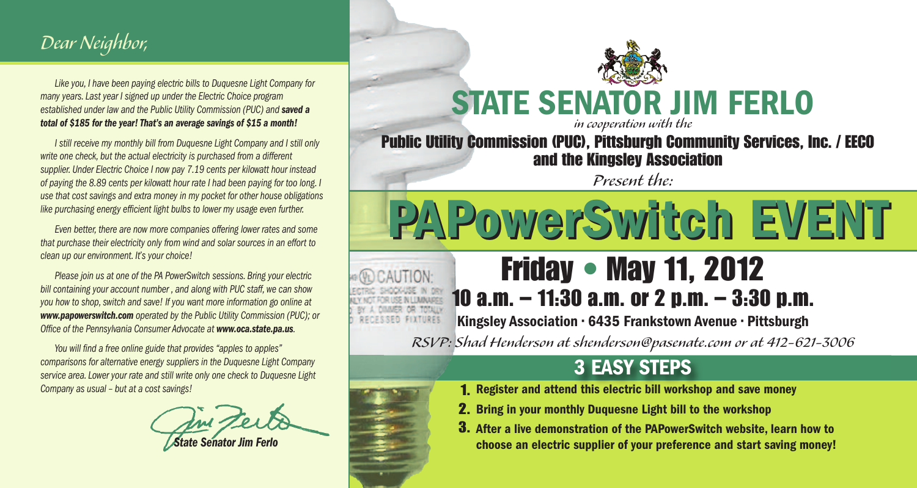## *Dear Neighbor,*

*Like you, I have been paying electric bills to Duquesne Light Company for many years. Last year I signed up under the Electric Choice program established under law and the Public Utility Commission (PUC) and* ***saved a total of $185 for the year! That's an average savings of $15 a month!***

*I still receive my monthly bill from Duquesne Light Company and I still only write one check, but the actual electricity is purchased from a different supplier. Under Electric Choice I now pay 7.19 cents per kilowatt hour instead of paying the 8.89 cents per kilowatt hour rate I had been paying for too long. I use that cost savings and extra money in my pocket for other house obligations like purchasing energy efficient light bulbs to lower my usage even further.*

*Even better, there are now more companies offering lower rates and some that purchase their electricity only from wind and solar sources in an effort to clean up our environment. It's your choice!*

*Please join us at one of the PA PowerSwitch sessions. Bring your electric bill containing your account number , and along with PUC staff, we can show you how to shop, switch and save! If you want more information go online at* ***www.papowerswitch.com*** *operated by the Public Utility Commission (PUC); or Office of the Pennsylvania Consumer Advocate at* ***www.oca.state.pa.us****.*

*You will find a free online guide that provides "apples to apples" comparisons for alternative energy suppliers in the Duquesne Light Company service area. Lower your rate and still write only one check to Duquesne Light Company as usual – but at a cost savings!*

*State Senator Jim Ferlo*

# STATE SENATOR JIM FERLO

*in cooperation with the*

**Public Utility Commission (PUC), Pittsburgh Community Services, Inc. / EECO and the Kingsley Association**

*Present the:*

# PAPowerSwitch EVENT

## Friday • May 11, 2012

## 10 a.m. – 11:30 a.m. or 2 p.m. – 3:30 p.m.

**Kingsley Association · 6435 Frankstown Avenue · Pittsburgh**

*RSVP: Shad Henderson at shenderson@pasenate.com or at 412-621-3006*

## 3 EASY STEPS

1. **Register and attend this electric bill workshop and save money**
2. **Bring in your monthly Duquesne Light bill to the workshop**
3. **After a live demonstration of the PAPowerSwitch website, learn how to choose an electric supplier of your preference and start saving money!**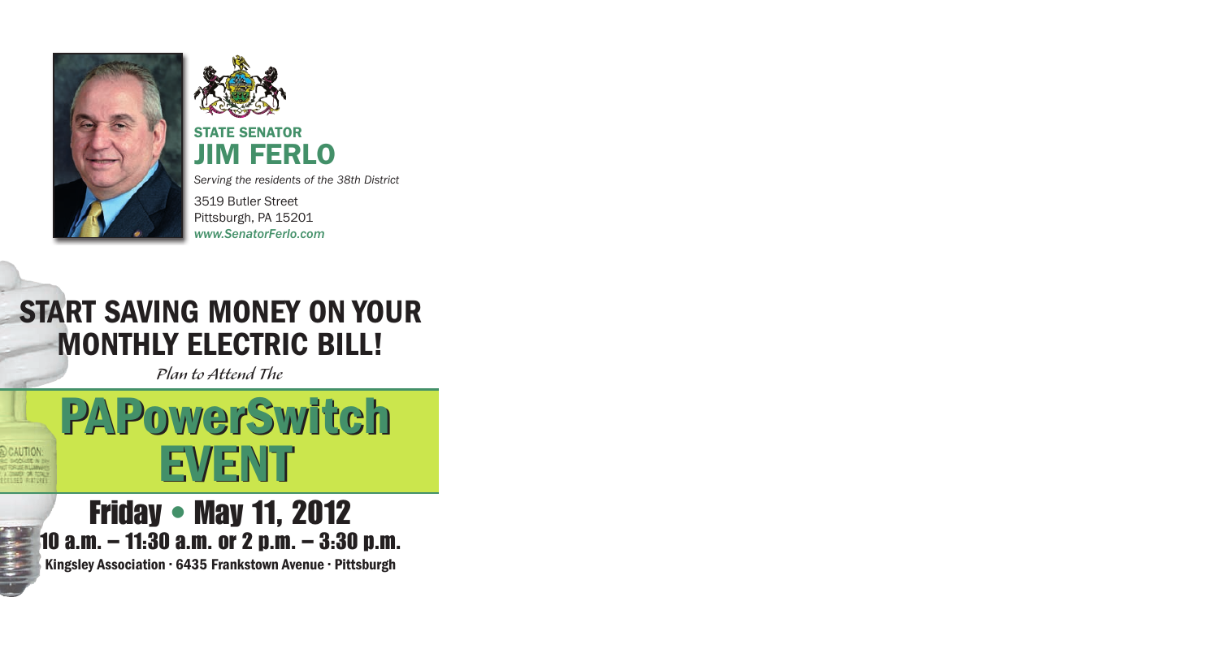STATE SENATOR

# JIM FERLO

*Serving the residents of the 38th District*

3519 Butler Street
Pittsburgh, PA 15201
*www.SenatorFerlo.com*

# START SAVING MONEY ON YOUR MONTHLY ELECTRIC BILL!

*Plan to Attend The*

# PAPowerSwitch EVENT

## Friday • May 11, 2012

## 10 a.m. – 11:30 a.m. or 2 p.m. – 3:30 p.m.

**Kingsley Association · 6435 Frankstown Avenue · Pittsburgh**